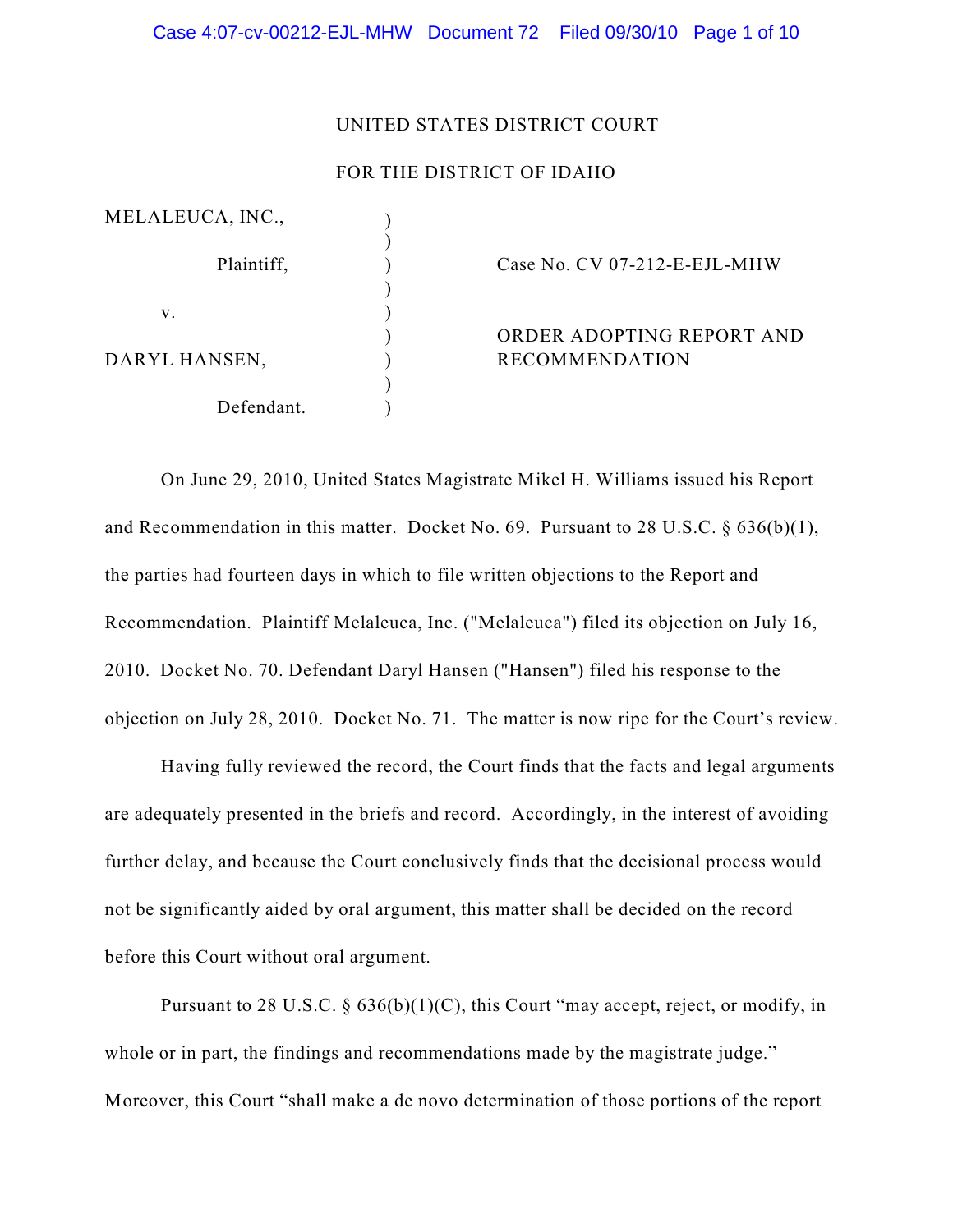UNITED STATES DISTRICT COURT

FOR THE DISTRICT OF IDAHO

| | | |
|---|---|---|
| MELALEUCA, INC., Plaintiff, | ) | Case No. CV 07-212-E-EJL-MHW |
| v. | ) | |
| DARYL HANSEN, Defendant. | ) | ORDER ADOPTING REPORT AND RECOMMENDATION |

On June 29, 2010, United States Magistrate Mikel H. Williams issued his Report and Recommendation in this matter. Docket No. 69. Pursuant to 28 U.S.C. § 636(b)(1), the parties had fourteen days in which to file written objections to the Report and Recommendation. Plaintiff Melaleuca, Inc. ("Melaleuca") filed its objection on July 16, 2010. Docket No. 70. Defendant Daryl Hansen ("Hansen") filed his response to the objection on July 28, 2010. Docket No. 71. The matter is now ripe for the Court's review.

Having fully reviewed the record, the Court finds that the facts and legal arguments are adequately presented in the briefs and record. Accordingly, in the interest of avoiding further delay, and because the Court conclusively finds that the decisional process would not be significantly aided by oral argument, this matter shall be decided on the record before this Court without oral argument.

Pursuant to 28 U.S.C. § 636(b)(1)(C), this Court "may accept, reject, or modify, in whole or in part, the findings and recommendations made by the magistrate judge." Moreover, this Court "shall make a de novo determination of those portions of the report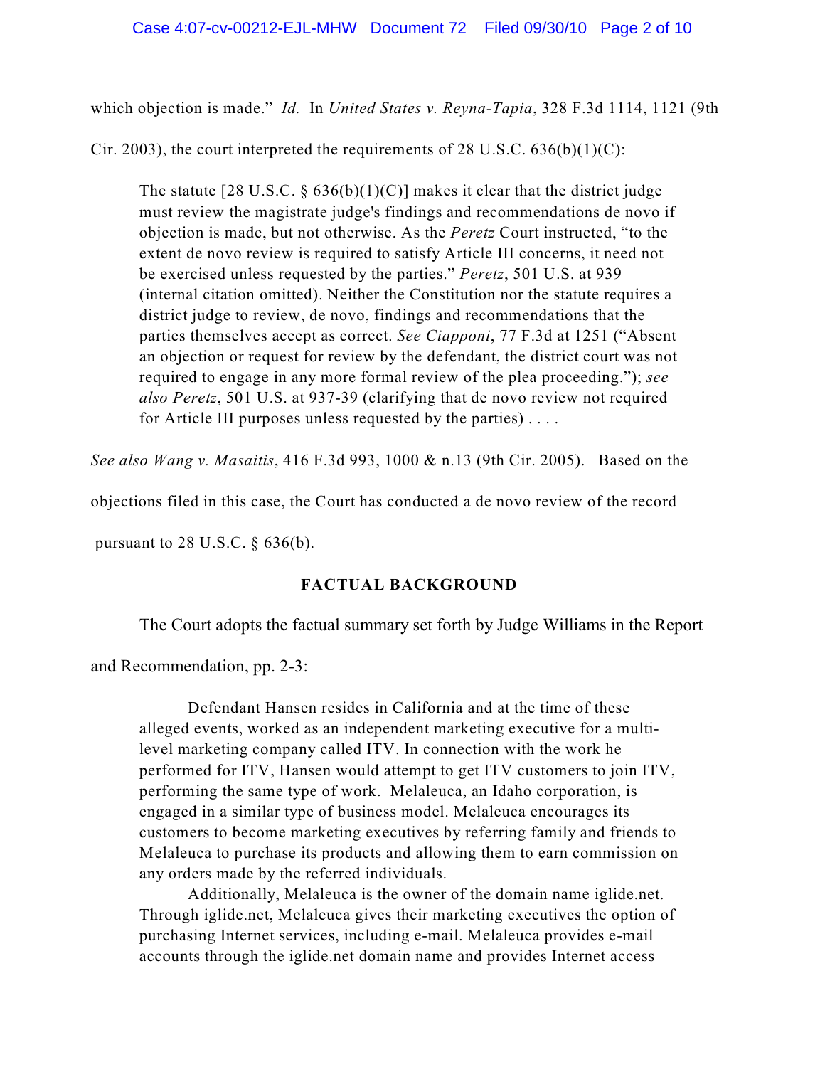which objection is made." *Id.* In *United States v. Reyna-Tapia*, 328 F.3d 1114, 1121 (9th Cir. 2003), the court interpreted the requirements of 28 U.S.C. 636(b)(1)(C):

> The statute [28 U.S.C. § 636(b)(1)(C)] makes it clear that the district judge must review the magistrate judge's findings and recommendations de novo if objection is made, but not otherwise. As the *Peretz* Court instructed, "to the extent de novo review is required to satisfy Article III concerns, it need not be exercised unless requested by the parties." *Peretz*, 501 U.S. at 939 (internal citation omitted). Neither the Constitution nor the statute requires a district judge to review, de novo, findings and recommendations that the parties themselves accept as correct. *See Ciapponi*, 77 F.3d at 1251 ("Absent an objection or request for review by the defendant, the district court was not required to engage in any more formal review of the plea proceeding."); *see also Peretz*, 501 U.S. at 937-39 (clarifying that de novo review not required for Article III purposes unless requested by the parties) . . . .

*See also Wang v. Masaitis*, 416 F.3d 993, 1000 & n.13 (9th Cir. 2005). Based on the objections filed in this case, the Court has conducted a de novo review of the record pursuant to 28 U.S.C. § 636(b).

## FACTUAL BACKGROUND

The Court adopts the factual summary set forth by Judge Williams in the Report and Recommendation, pp. 2-3:

> Defendant Hansen resides in California and at the time of these alleged events, worked as an independent marketing executive for a multi-level marketing company called ITV. In connection with the work he performed for ITV, Hansen would attempt to get ITV customers to join ITV, performing the same type of work. Melaleuca, an Idaho corporation, is engaged in a similar type of business model. Melaleuca encourages its customers to become marketing executives by referring family and friends to Melaleuca to purchase its products and allowing them to earn commission on any orders made by the referred individuals.
>
> Additionally, Melaleuca is the owner of the domain name iglide.net. Through iglide.net, Melaleuca gives their marketing executives the option of purchasing Internet services, including e-mail. Melaleuca provides e-mail accounts through the iglide.net domain name and provides Internet access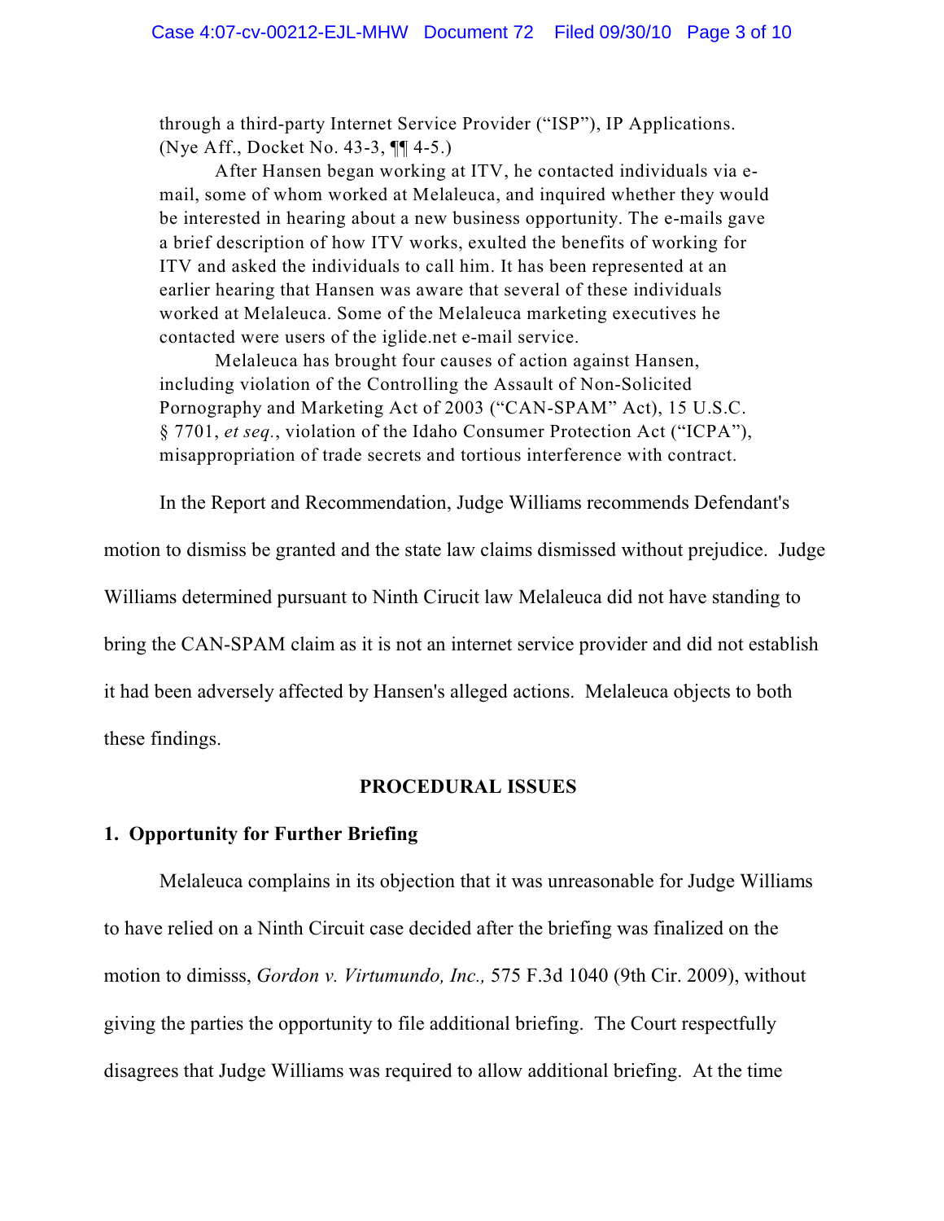through a third-party Internet Service Provider ("ISP"), IP Applications. (Nye Aff., Docket No. 43-3, ¶¶ 4-5.)

After Hansen began working at ITV, he contacted individuals via e-mail, some of whom worked at Melaleuca, and inquired whether they would be interested in hearing about a new business opportunity. The e-mails gave a brief description of how ITV works, exulted the benefits of working for ITV and asked the individuals to call him. It has been represented at an earlier hearing that Hansen was aware that several of these individuals worked at Melaleuca. Some of the Melaleuca marketing executives he contacted were users of the iglide.net e-mail service.

Melaleuca has brought four causes of action against Hansen, including violation of the Controlling the Assault of Non-Solicited Pornography and Marketing Act of 2003 ("CAN-SPAM" Act), 15 U.S.C. § 7701, *et seq.*, violation of the Idaho Consumer Protection Act ("ICPA"), misappropriation of trade secrets and tortious interference with contract.

In the Report and Recommendation, Judge Williams recommends Defendant's motion to dismiss be granted and the state law claims dismissed without prejudice. Judge Williams determined pursuant to Ninth Cirucit law Melaleuca did not have standing to bring the CAN-SPAM claim as it is not an internet service provider and did not establish it had been adversely affected by Hansen's alleged actions. Melaleuca objects to both these findings.

## PROCEDURAL ISSUES

### 1. Opportunity for Further Briefing

Melaleuca complains in its objection that it was unreasonable for Judge Williams to have relied on a Ninth Circuit case decided after the briefing was finalized on the motion to dimisss, *Gordon v. Virtumundo, Inc.,* 575 F.3d 1040 (9th Cir. 2009), without giving the parties the opportunity to file additional briefing. The Court respectfully disagrees that Judge Williams was required to allow additional briefing. At the time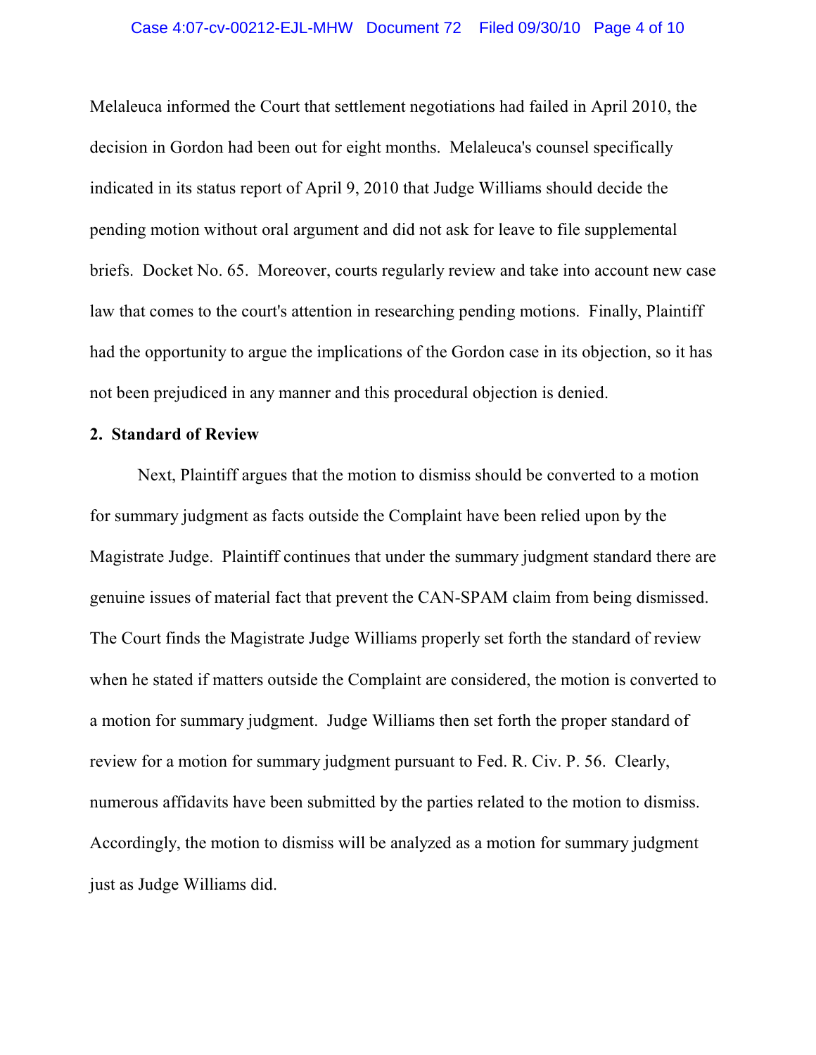Melaleuca informed the Court that settlement negotiations had failed in April 2010, the decision in Gordon had been out for eight months. Melaleuca's counsel specifically indicated in its status report of April 9, 2010 that Judge Williams should decide the pending motion without oral argument and did not ask for leave to file supplemental briefs. Docket No. 65. Moreover, courts regularly review and take into account new case law that comes to the court's attention in researching pending motions. Finally, Plaintiff had the opportunity to argue the implications of the Gordon case in its objection, so it has not been prejudiced in any manner and this procedural objection is denied.

**2. Standard of Review**

Next, Plaintiff argues that the motion to dismiss should be converted to a motion for summary judgment as facts outside the Complaint have been relied upon by the Magistrate Judge. Plaintiff continues that under the summary judgment standard there are genuine issues of material fact that prevent the CAN-SPAM claim from being dismissed. The Court finds the Magistrate Judge Williams properly set forth the standard of review when he stated if matters outside the Complaint are considered, the motion is converted to a motion for summary judgment. Judge Williams then set forth the proper standard of review for a motion for summary judgment pursuant to Fed. R. Civ. P. 56. Clearly, numerous affidavits have been submitted by the parties related to the motion to dismiss. Accordingly, the motion to dismiss will be analyzed as a motion for summary judgment just as Judge Williams did.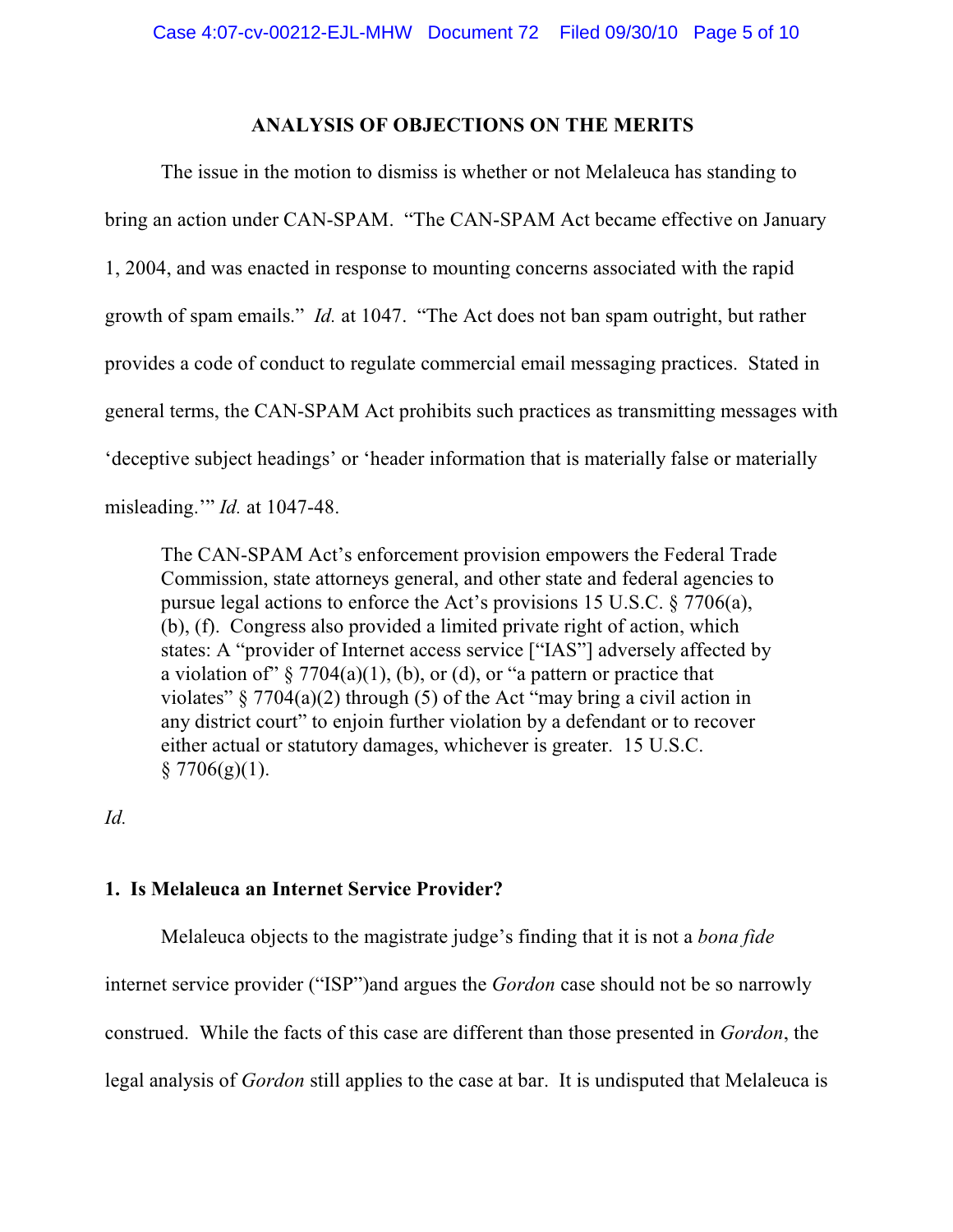## ANALYSIS OF OBJECTIONS ON THE MERITS

The issue in the motion to dismiss is whether or not Melaleuca has standing to bring an action under CAN-SPAM. "The CAN-SPAM Act became effective on January 1, 2004, and was enacted in response to mounting concerns associated with the rapid growth of spam emails." *Id.* at 1047. "The Act does not ban spam outright, but rather provides a code of conduct to regulate commercial email messaging practices. Stated in general terms, the CAN-SPAM Act prohibits such practices as transmitting messages with 'deceptive subject headings' or 'header information that is materially false or materially misleading.'" *Id.* at 1047-48.

> The CAN-SPAM Act's enforcement provision empowers the Federal Trade Commission, state attorneys general, and other state and federal agencies to pursue legal actions to enforce the Act's provisions 15 U.S.C. § 7706(a), (b), (f). Congress also provided a limited private right of action, which states: A "provider of Internet access service ["IAS"] adversely affected by a violation of" § 7704(a)(1), (b), or (d), or "a pattern or practice that violates" § 7704(a)(2) through (5) of the Act "may bring a civil action in any district court" to enjoin further violation by a defendant or to recover either actual or statutory damages, whichever is greater. 15 U.S.C. § 7706(g)(1).

*Id.*

### 1. Is Melaleuca an Internet Service Provider?

Melaleuca objects to the magistrate judge's finding that it is not a *bona fide* internet service provider ("ISP")and argues the *Gordon* case should not be so narrowly construed. While the facts of this case are different than those presented in *Gordon*, the legal analysis of *Gordon* still applies to the case at bar. It is undisputed that Melaleuca is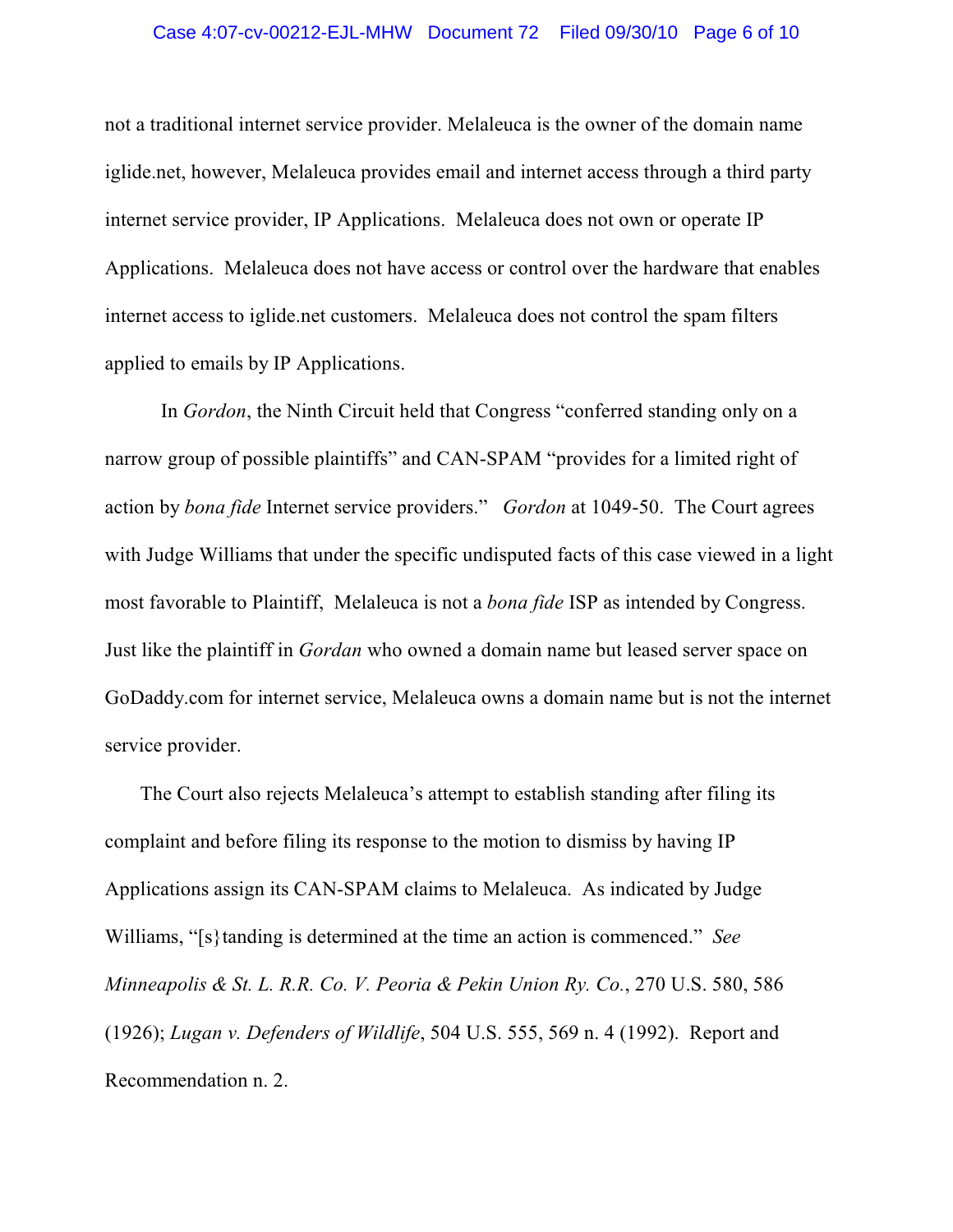not a traditional internet service provider. Melaleuca is the owner of the domain name iglide.net, however, Melaleuca provides email and internet access through a third party internet service provider, IP Applications. Melaleuca does not own or operate IP Applications. Melaleuca does not have access or control over the hardware that enables internet access to iglide.net customers. Melaleuca does not control the spam filters applied to emails by IP Applications.

In *Gordon*, the Ninth Circuit held that Congress "conferred standing only on a narrow group of possible plaintiffs" and CAN-SPAM "provides for a limited right of action by *bona fide* Internet service providers." *Gordon* at 1049-50. The Court agrees with Judge Williams that under the specific undisputed facts of this case viewed in a light most favorable to Plaintiff, Melaleuca is not a *bona fide* ISP as intended by Congress. Just like the plaintiff in *Gordan* who owned a domain name but leased server space on GoDaddy.com for internet service, Melaleuca owns a domain name but is not the internet service provider.

The Court also rejects Melaleuca's attempt to establish standing after filing its complaint and before filing its response to the motion to dismiss by having IP Applications assign its CAN-SPAM claims to Melaleuca. As indicated by Judge Williams, "[s}tanding is determined at the time an action is commenced." *See Minneapolis & St. L. R.R. Co. V. Peoria & Pekin Union Ry. Co.*, 270 U.S. 580, 586 (1926); *Lugan v. Defenders of Wildlife*, 504 U.S. 555, 569 n. 4 (1992). Report and Recommendation n. 2.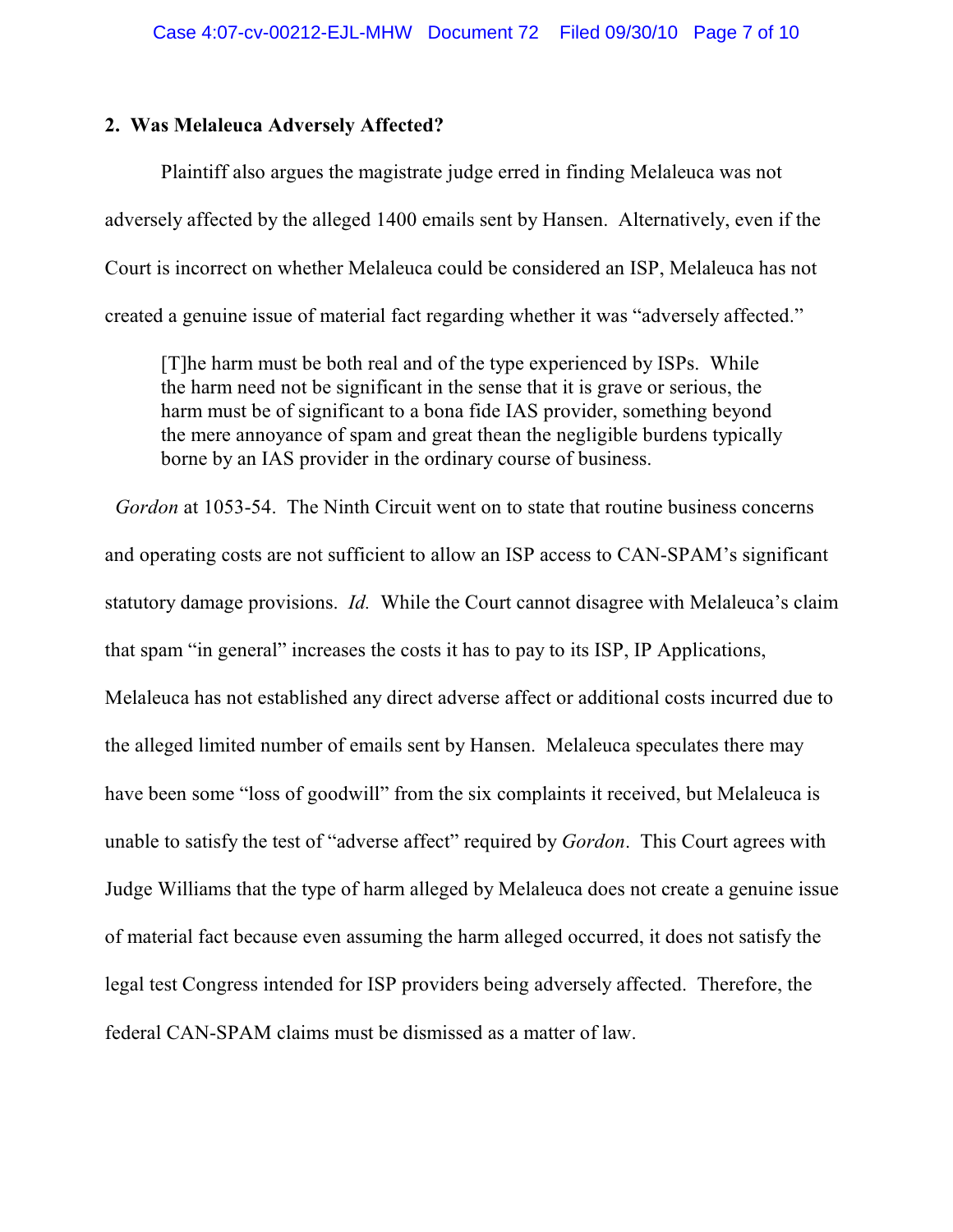**2. Was Melaleuca Adversely Affected?**

Plaintiff also argues the magistrate judge erred in finding Melaleuca was not adversely affected by the alleged 1400 emails sent by Hansen. Alternatively, even if the Court is incorrect on whether Melaleuca could be considered an ISP, Melaleuca has not created a genuine issue of material fact regarding whether it was "adversely affected."

> [T]he harm must be both real and of the type experienced by ISPs. While the harm need not be significant in the sense that it is grave or serious, the harm must be of significant to a bona fide IAS provider, something beyond the mere annoyance of spam and great thean the negligible burdens typically borne by an IAS provider in the ordinary course of business.

*Gordon* at 1053-54. The Ninth Circuit went on to state that routine business concerns and operating costs are not sufficient to allow an ISP access to CAN-SPAM's significant statutory damage provisions. *Id.* While the Court cannot disagree with Melaleuca's claim that spam "in general" increases the costs it has to pay to its ISP, IP Applications, Melaleuca has not established any direct adverse affect or additional costs incurred due to the alleged limited number of emails sent by Hansen. Melaleuca speculates there may have been some "loss of goodwill" from the six complaints it received, but Melaleuca is unable to satisfy the test of "adverse affect" required by *Gordon*. This Court agrees with Judge Williams that the type of harm alleged by Melaleuca does not create a genuine issue of material fact because even assuming the harm alleged occurred, it does not satisfy the legal test Congress intended for ISP providers being adversely affected. Therefore, the federal CAN-SPAM claims must be dismissed as a matter of law.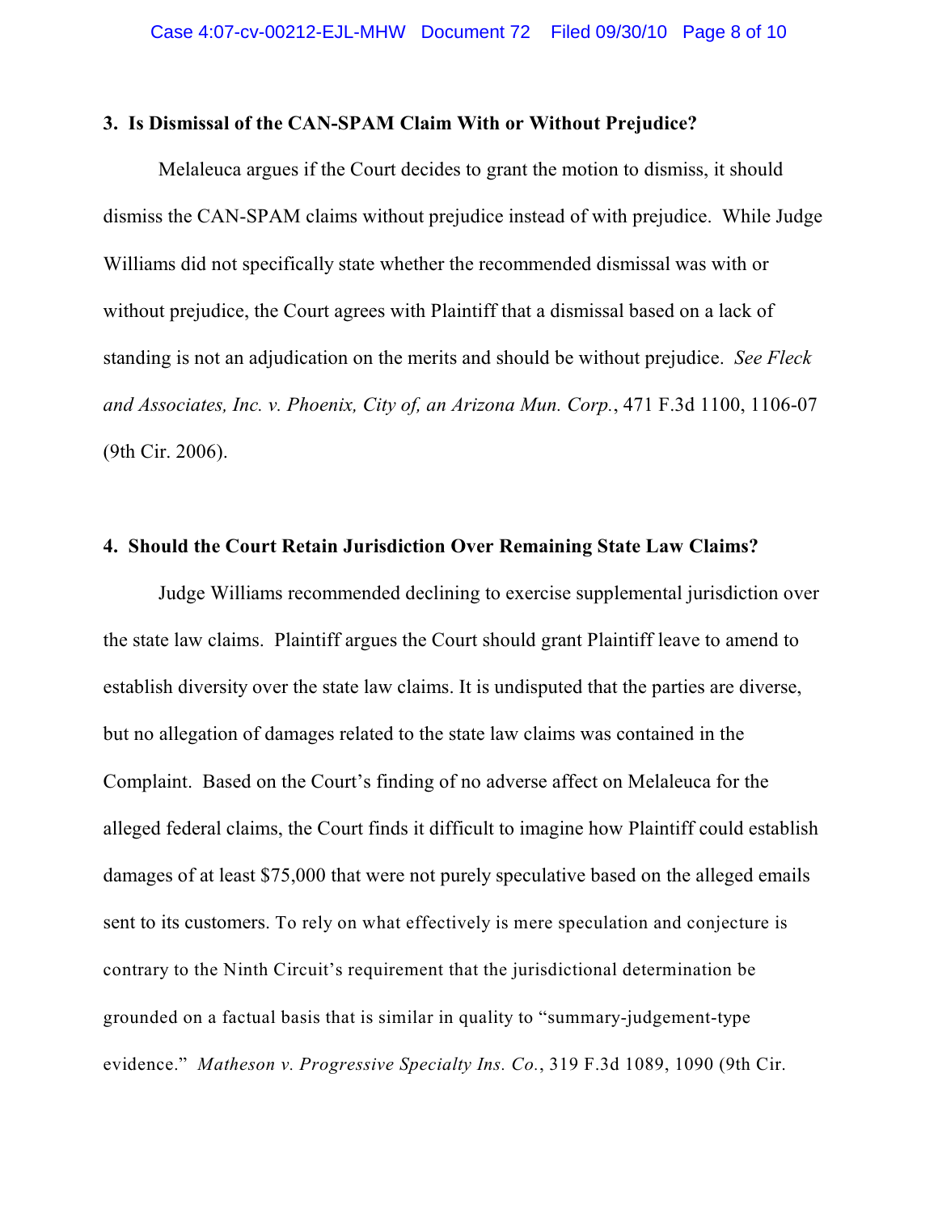### 3. Is Dismissal of the CAN-SPAM Claim With or Without Prejudice?

Melaleuca argues if the Court decides to grant the motion to dismiss, it should dismiss the CAN-SPAM claims without prejudice instead of with prejudice. While Judge Williams did not specifically state whether the recommended dismissal was with or without prejudice, the Court agrees with Plaintiff that a dismissal based on a lack of standing is not an adjudication on the merits and should be without prejudice. *See Fleck and Associates, Inc. v. Phoenix, City of, an Arizona Mun. Corp.*, 471 F.3d 1100, 1106-07 (9th Cir. 2006).

### 4. Should the Court Retain Jurisdiction Over Remaining State Law Claims?

Judge Williams recommended declining to exercise supplemental jurisdiction over the state law claims. Plaintiff argues the Court should grant Plaintiff leave to amend to establish diversity over the state law claims. It is undisputed that the parties are diverse, but no allegation of damages related to the state law claims was contained in the Complaint. Based on the Court's finding of no adverse affect on Melaleuca for the alleged federal claims, the Court finds it difficult to imagine how Plaintiff could establish damages of at least $75,000 that were not purely speculative based on the alleged emails sent to its customers. To rely on what effectively is mere speculation and conjecture is contrary to the Ninth Circuit's requirement that the jurisdictional determination be grounded on a factual basis that is similar in quality to "summary-judgement-type evidence." *Matheson v. Progressive Specialty Ins. Co.*, 319 F.3d 1089, 1090 (9th Cir.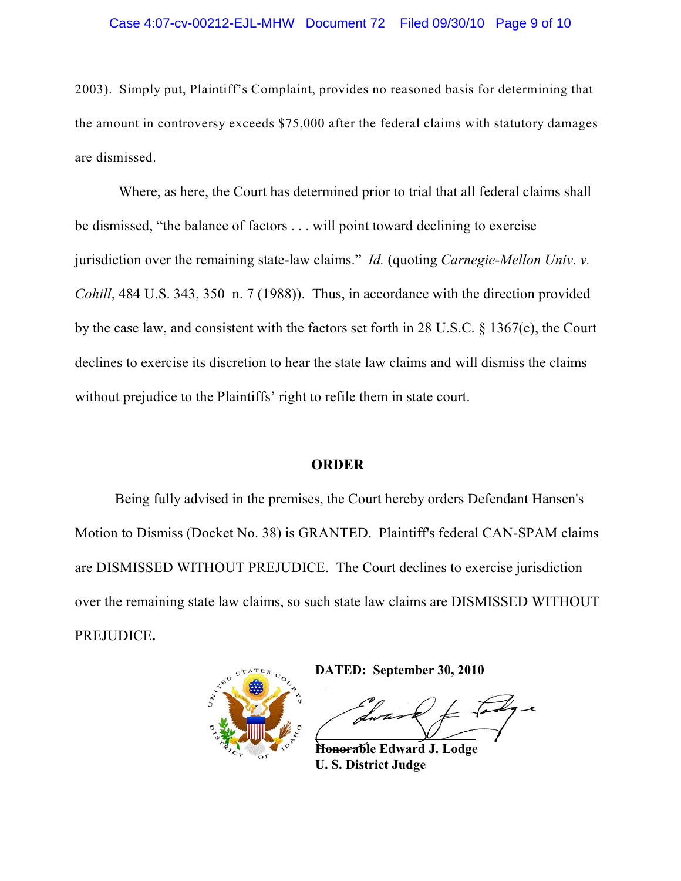2003). Simply put, Plaintiff's Complaint, provides no reasoned basis for determining that the amount in controversy exceeds $75,000 after the federal claims with statutory damages are dismissed.

Where, as here, the Court has determined prior to trial that all federal claims shall be dismissed, "the balance of factors . . . will point toward declining to exercise jurisdiction over the remaining state-law claims." *Id.* (quoting *Carnegie-Mellon Univ. v. Cohill*, 484 U.S. 343, 350 n. 7 (1988)). Thus, in accordance with the direction provided by the case law, and consistent with the factors set forth in 28 U.S.C. § 1367(c), the Court declines to exercise its discretion to hear the state law claims and will dismiss the claims without prejudice to the Plaintiffs' right to refile them in state court.

## ORDER

Being fully advised in the premises, the Court hereby orders Defendant Hansen's Motion to Dismiss (Docket No. 38) is GRANTED. Plaintiff's federal CAN-SPAM claims are DISMISSED WITHOUT PREJUDICE. The Court declines to exercise jurisdiction over the remaining state law claims, so such state law claims are DISMISSED WITHOUT PREJUDICE.

**DATED: September 30, 2010**

**Honorable Edward J. Lodge**
**U. S. District Judge**